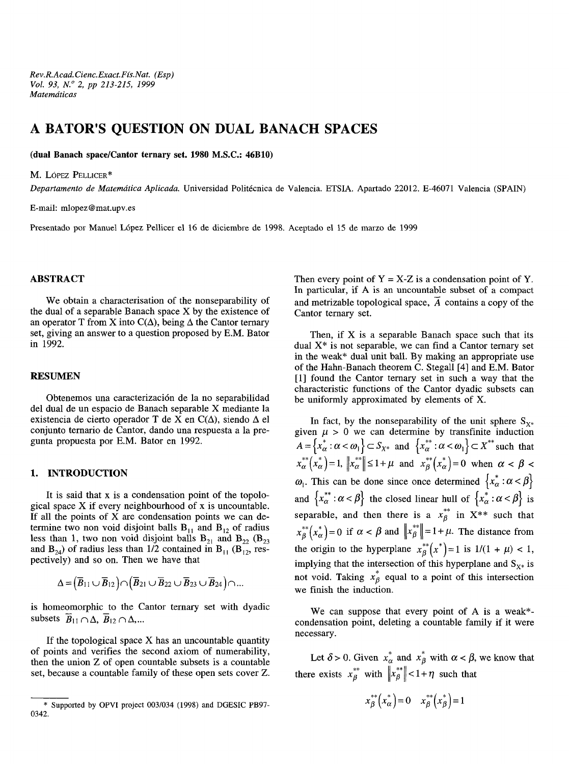# A BATOR'S QUESTION ON DUAL BANACH SPACES

**(dual Banach space/Cantor ternary set. 1980 M.S.C.: 46B10)**

M. López Pellicer*

*Departamento de Matemática Aplicada.* Universidad Politécnica de Valencia. ETSIA. Apartado 22012. E-46071 Valencia (SPAIN)

E-mail: mlopez@mat.upv.es

Presentado por Manuel López Pellicer el 16 de diciembre de 1998. Aceptado el 15 de marzo de 1999

## ABSTRACT

We obtain a characterisation of the nonseparability of the dual of a separable Banach space X by the existence of an operator T from X into C(Δ), being Δ the Cantor ternary set, giving an answer to a question proposed by E.M. Bator in 1992.

## RESUMEN

Obtenemos una caracterización de la no separabilidad del dual de un espacio de Banach separable X mediante la existencia de cierto operador T de X en C(Δ), siendo Δ el conjunto ternario de Cantor, dando una respuesta a la pregunta propuesta por E.M. Bator en 1992.

## 1. INTRODUCTION

It is said that x is a condensation point of the topological space X if every neighbourhood of x is uncountable. If all the points of X are condensation points we can determine two non void disjoint balls $B_{11}$ and $B_{12}$ of radius less than 1, two non void disjoint balls $B_{21}$ and $B_{22}$ ($B_{23}$ and $B_{24}$) of radius less than 1/2 contained in $B_{11}$ ($B_{12}$, respectively) and so on. Then we have that

$$\Delta = \left(\overline{B}_{11} \cup \overline{B}_{12}\right) \cap \left(\overline{B}_{21} \cup \overline{B}_{22} \cup \overline{B}_{23} \cup \overline{B}_{24}\right) \cap \ldots$$

is homeomorphic to the Cantor ternary set with dyadic subsets $\overline{B}_{11} \cap \Delta$, $\overline{B}_{12} \cap \Delta, \ldots$

If the topological space X has an uncountable quantity of points and verifies the second axiom of numerability, then the union Z of open countable subsets is a countable set, because a countable family of these open sets cover Z. Then every point of Y = X-Z is a condensation point of Y. In particular, if A is an uncountable subset of a compact and metrizable topological space, $\overline{A}$ contains a copy of the Cantor ternary set.

Then, if X is a separable Banach space such that its dual X* is not separable, we can find a Cantor ternary set in the weak* dual unit ball. By making an appropriate use of the Hahn-Banach theorem C. Stegall [4] and E.M. Bator [1] found the Cantor ternary set in such a way that the characteristic functions of the Cantor dyadic subsets can be uniformly approximated by elements of X.

In fact, by the nonseparability of the unit sphere $S_{X^*}$ given $\mu > 0$ we can determine by transfinite induction $A = \left\{x_\alpha^* : \alpha < \omega_1\right\} \subset S_{X^*}$ and $\left\{x_\alpha^{**} : \alpha < \omega_1\right\} \subset X^{**}$ such that $x_\alpha^{**}\left(x_\alpha^*\right) = 1$, $\left\|x_\alpha^{**}\right\| \le 1 + \mu$ and $x_\beta^{**}\left(x_\alpha^*\right) = 0$ when $\alpha < \beta < \omega_1$. This can be done since once determined $\left\{x_\alpha^* : \alpha < \beta\right\}$ and $\left\{x_\alpha^{**} : \alpha < \beta\right\}$ the closed linear hull of $\left\{x_\alpha^* : \alpha < \beta\right\}$ is separable, and then there is a $x_\beta^{**}$ in X** such that $x_\beta^{**}\left(x_\alpha^*\right) = 0$ if $\alpha < \beta$ and $\left\|x_\beta^{**}\right\| = 1 + \mu$. The distance from the origin to the hyperplane $x_\beta^{**}\left(x^*\right) = 1$ is $1/(1 + \mu) < 1$, implying that the intersection of this hyperplane and $S_{X^*}$ is not void. Taking $x_\beta^*$ equal to a point of this intersection we finish the induction.

We can suppose that every point of A is a weak*-condensation point, deleting a countable family if it were necessary.

Let $\delta > 0$. Given $x_\alpha^*$ and $x_\beta^*$ with $\alpha < \beta$, we know that there exists $x_\beta^{**}$ with $\left\|x_\beta^{**}\right\| < 1 + \eta$ such that

$$x_\beta^{**}\left(x_\alpha^*\right) = 0 \quad x_\beta^{**}\left(x_\beta^*\right) = 1$$

---

* Supported by OPVI project 003/034 (1998) and DGESIC PB97-0342.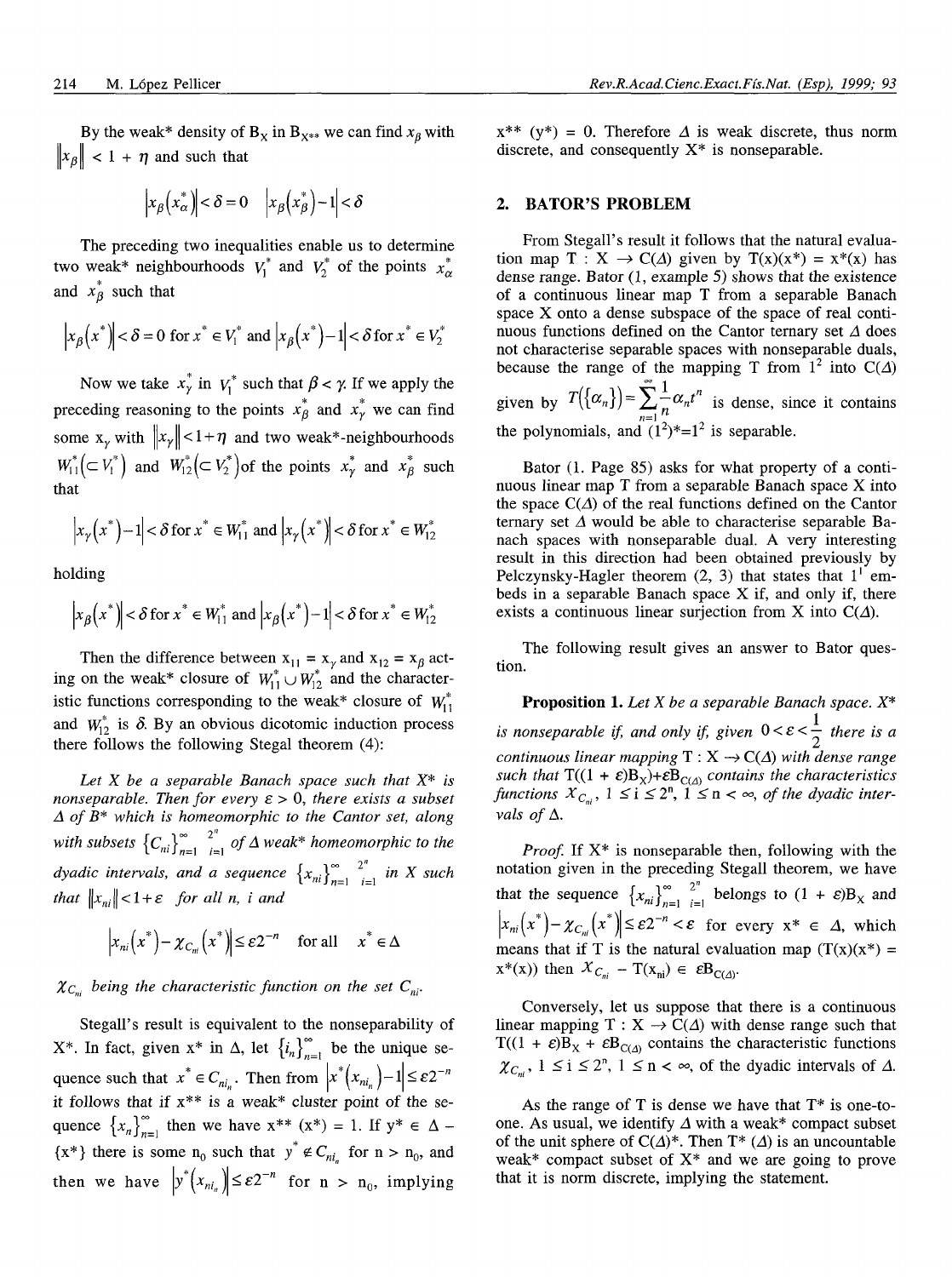By the weak* density of $B_X$ in $B_{X^{**}}$ we can find $x_\beta$ with $\|x_\beta\| < 1 + \eta$ and such that

$$\left|x_\beta\left(x_\alpha^*\right)\right| < \delta = 0 \quad \left|x_\beta\left(x_\beta^*\right) - 1\right| < \delta$$

The preceding two inequalities enable us to determine two weak* neighbourhoods $V_1^*$ and $V_2^*$ of the points $x_\alpha^*$ and $x_\beta^*$ such that

$$\left|x_\beta\left(x^*\right)\right| < \delta = 0 \text{ for } x^* \in V_1^* \text{ and } \left|x_\beta\left(x^*\right) - 1\right| < \delta \text{ for } x^* \in V_2^*$$

Now we take $x_\gamma^*$ in $V_1^*$ such that $\beta < \gamma$. If we apply the preceding reasoning to the points $x_\beta^*$ and $x_\gamma^*$ we can find some $x_\gamma$ with $\|x_\gamma\| < 1 + \eta$ and two weak*-neighbourhoods $W_{11}^*\left(\subset V_1^*\right)$ and $W_{12}^*\left(\subset V_2^*\right)$ of the points $x_\gamma^*$ and $x_\beta^*$ such that

$$\left|x_\gamma\left(x^*\right) - 1\right| < \delta \text{ for } x^* \in W_{11}^* \text{ and } \left|x_\gamma\left(x^*\right)\right| < \delta \text{ for } x^* \in W_{12}^*$$

holding

$$\left|x_\beta\left(x^*\right)\right| < \delta \text{ for } x^* \in W_{11}^* \text{ and } \left|x_\beta\left(x^*\right) - 1\right| < \delta \text{ for } x^* \in W_{12}^*$$

Then the difference between $x_{11} = x_\gamma$ and $x_{12} = x_\beta$ acting on the weak* closure of $W_{11}^* \cup W_{12}^*$ and the characteristic functions corresponding to the weak* closure of $W_{11}^*$ and $W_{12}^*$ is $\delta$. By an obvious dicotomic induction process there follows the following Stegal theorem (4):

*Let X be a separable Banach space such that X\* is nonseparable. Then for every $\varepsilon > 0$, there exists a subset $\Delta$ of B\* which is homeomorphic to the Cantor set, along with subsets $\{C_{ni}\}_{n=1}^{\infty}\,{}_{i=1}^{2^n}$ of $\Delta$ weak\* homeomorphic to the dyadic intervals, and a sequence $\{x_{ni}\}_{n=1}^{\infty}\,{}_{i=1}^{2^n}$ in X such that $\|x_{ni}\| < 1 + \varepsilon$ for all n, i and*

$$\left|x_{ni}\left(x^*\right) - \chi_{C_{ni}}\left(x^*\right)\right| \leq \varepsilon 2^{-n} \quad \text{for all} \quad x^* \in \Delta$$

*$\chi_{C_{ni}}$ being the characteristic function on the set $C_{ni}$.*

Stegall's result is equivalent to the nonseparability of X\*. In fact, given x\* in $\Delta$, let $\{i_n\}_{n=1}^{\infty}$ be the unique sequence such that $x^* \in C_{ni_n}$. Then from $\left|x^*\left(x_{ni_n}\right) - 1\right| \leq \varepsilon 2^{-n}$ it follows that if $x^{**}$ is a weak\* cluster point of the sequence $\{x_n\}_{n=1}^{\infty}$ then we have $x^{**}(x^*) = 1$. If $y^* \in \Delta - \{x^*\}$ there is some $n_0$ such that $y^* \notin C_{ni_n}$ for $n > n_0$, and then we have $\left|y^*\left(x_{ni_n}\right)\right| \leq \varepsilon 2^{-n}$ for $n > n_0$, implying $x^{**}(y^*) = 0$. Therefore $\Delta$ is weak discrete, thus norm discrete, and consequently X\* is nonseparable.

## 2. BATOR'S PROBLEM

From Stegall's result it follows that the natural evaluation map $T : X \to C(\Delta)$ given by $T(x)(x^*) = x^*(x)$ has dense range. Bator (1, example 5) shows that the existence of a continuous linear map T from a separable Banach space X onto a dense subspace of the space of real continuous functions defined on the Cantor ternary set $\Delta$ does not characterise separable spaces with nonseparable duals, because the range of the mapping T from $l^2$ into $C(\Delta)$ given by $T(\{\alpha_n\}) = \sum_{n=1}^{\infty} \frac{1}{n}\alpha_n t^n$ is dense, since it contains the polynomials, and $(l^2)^* = l^2$ is separable.

Bator (1. Page 85) asks for what property of a continuous linear map T from a separable Banach space X into the space $C(\Delta)$ of the real functions defined on the Cantor ternary set $\Delta$ would be able to characterise separable Banach spaces with nonseparable dual. A very interesting result in this direction had been obtained previously by Pelczynsky-Hagler theorem (2, 3) that states that $l^1$ embeds in a separable Banach space X if, and only if, there exists a continuous linear surjection from X into $C(\Delta)$.

The following result gives an answer to Bator question.

**Proposition 1.** *Let X be a separable Banach space. X\* is nonseparable if, and only if, given $0 < \varepsilon < \frac{1}{2}$ there is a continuous linear mapping $T : X \to C(\Delta)$ with dense range such that $T((1 + \varepsilon)B_X) + \varepsilon B_{C(\Delta)}$ contains the characteristics functions $\chi_{C_{ni}}$, $1 \leq i \leq 2^n$, $1 \leq n < \infty$, of the dyadic intervals of $\Delta$.*

*Proof.* If X\* is nonseparable then, following with the notation given in the preceding Stegall theorem, we have that the sequence $\{x_{ni}\}_{n=1}^{\infty}\,{}_{i=1}^{2^n}$ belongs to $(1 + \varepsilon)B_X$ and $\left|x_{ni}\left(x^*\right) - \chi_{C_{ni}}\left(x^*\right)\right| \leq \varepsilon 2^{-n} < \varepsilon$ for every $x^* \in \Delta$, which means that if T is the natural evaluation map ($T(x)(x^*) = x^*(x)$) then $\chi_{C_{ni}} - T(x_{ni}) \in \varepsilon B_{C(\Delta)}$.

Conversely, let us suppose that there is a continuous linear mapping $T : X \to C(\Delta)$ with dense range such that $T((1 + \varepsilon)B_X + \varepsilon B_{C(\Delta)}$ contains the characteristic functions $\chi_{C_{ni}}$, $1 \leq i \leq 2^n$, $1 \leq n < \infty$, of the dyadic intervals of $\Delta$.

As the range of T is dense we have that T\* is one-to-one. As usual, we identify $\Delta$ with a weak\* compact subset of the unit sphere of $C(\Delta)^*$. Then $T^*(\Delta)$ is an uncountable weak\* compact subset of X\* and we are going to prove that it is norm discrete, implying the statement.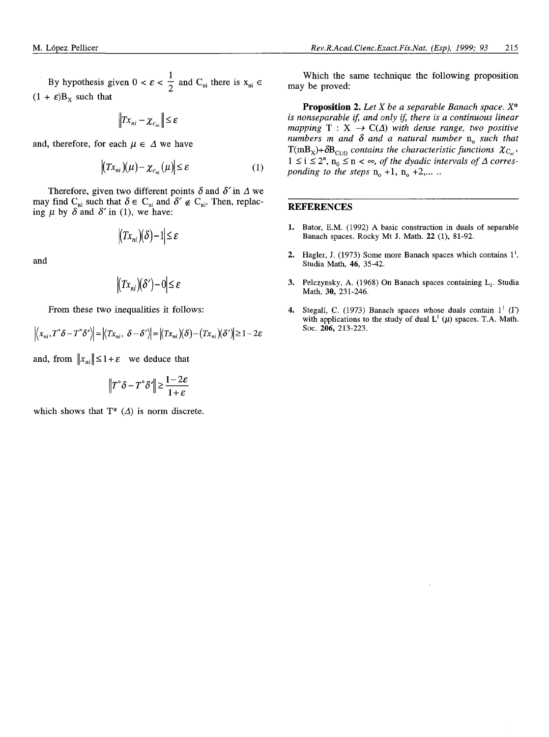By hypothesis given $0 < \varepsilon < \frac{1}{2}$ and $C_{ni}$ there is $x_{ni} \in (1 + \varepsilon)B_X$ such that

$$\left\|Tx_{ni} - \chi_{C_{ni}}\right\| \leq \varepsilon$$

and, therefore, for each $\mu \in \Delta$ we have

$$\left|(Tx_{ni})(\mu) - \chi_{C_{ni}}(\mu)\right| \leq \varepsilon \tag{1}$$

Therefore, given two different points $\delta$ and $\delta'$ in $\Delta$ we may find $C_{ni}$ such that $\delta \in C_{ni}$ and $\delta' \notin C_{ni}$. Then, replacing $\mu$ by $\delta$ and $\delta'$ in (1), we have:

$$\left|(Tx_{ni})(\delta) - 1\right| \leq \varepsilon$$

and

$$\left|(Tx_{ni})(\delta') - 0\right| \leq \varepsilon$$

From these two inequalities it follows:

$$\left|\langle x_{ni}, T^*\delta - T^*\delta'\rangle\right| = \left|\langle Tx_{ni}, \delta - \delta'\rangle\right| = \left|(Tx_{ni})(\delta) - (Tx_{ni})(\delta')\right| \geq 1 - 2\varepsilon$$

and, from $\|x_{ni}\| \leq 1 + \varepsilon$ we deduce that

$$\left\|T^*\delta - T^*\delta'\right\| \geq \frac{1 - 2\varepsilon}{1 + \varepsilon}$$

which shows that $T^*(\Delta)$ is norm discrete.

Which the same technique the following proposition may be proved:

**Proposition 2.** *Let X be a separable Banach space. $X^*$ is nonseparable if, and only if, there is a continuous linear mapping $T : X \to C(\Delta)$ with dense range, two positive numbers m and $\delta$ and a natural number $n_0$ such that $T(mB_X) + \delta B_{C(\Delta)}$ contains the characteristic functions $\chi_{C_{ni}}$, $1 \leq i \leq 2^n$, $n_0 \leq n < \infty$, of the dyadic intervals of $\Delta$ corresponding to the steps $n_0 + 1$, $n_0 + 2$,... ..*

## REFERENCES

1. Bator, E.M. (1992) A basic construction in duals of separable Banach spaces. Rocky Mt J. Math. **22** (1), 81-92.
2. Hagler, J. (1973) Some more Banach spaces which contains $l^1$. Studia Math, **46**, 35-42.
3. Pelczynsky, A. (1968) On Banach spaces containing $L_1$. Studia Math, **30**, 231-246.
4. Stegall, C. (1973) Banach spaces whose duals contain $l^1$ ($\Gamma$) with applications to the study of dual $L^1$ ($\mu$) spaces. T.A. Math. Soc. **206**, 213-223.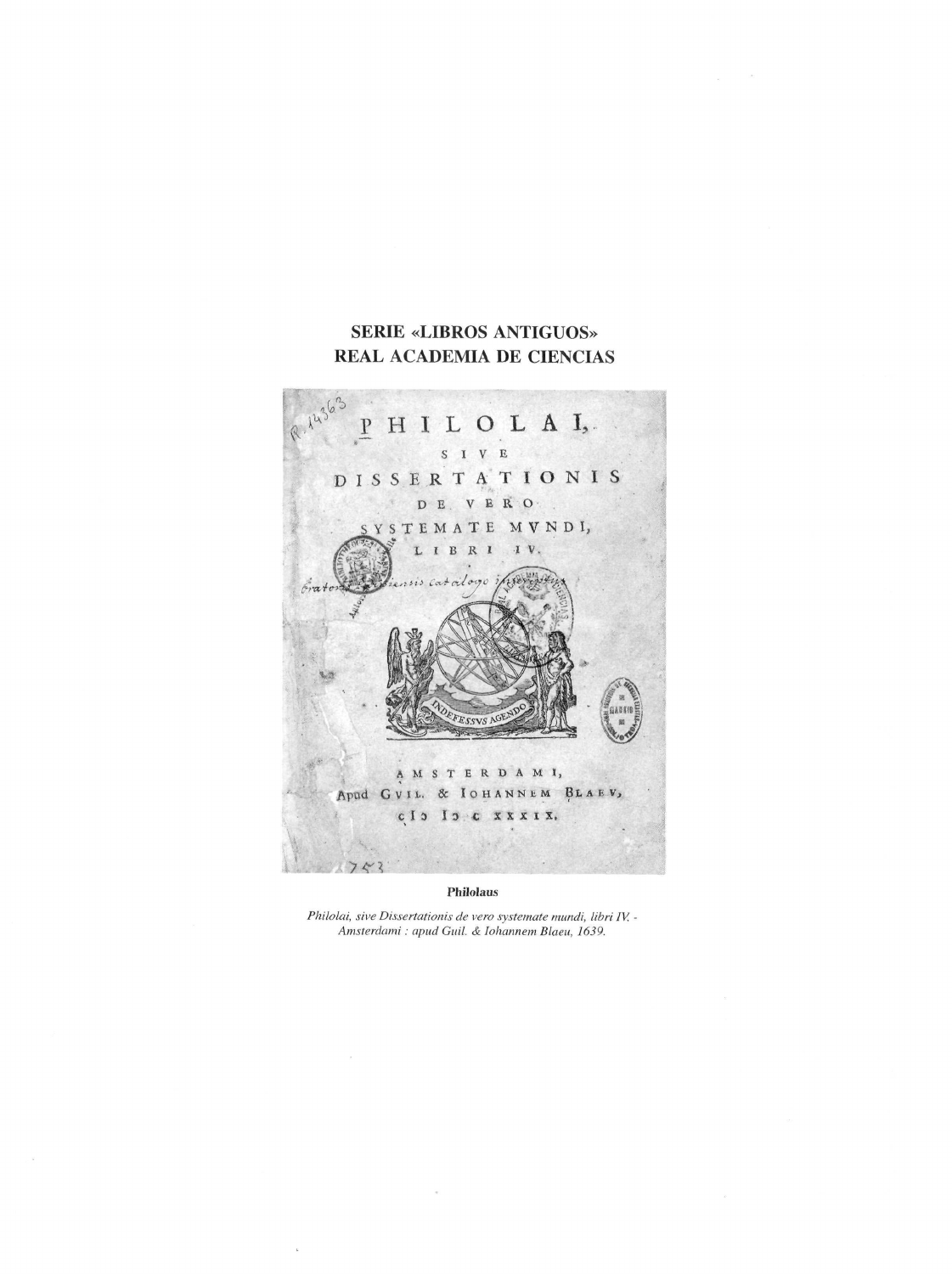**SERIE «LIBROS ANTIGUOS»**
**REAL ACADEMIA DE CIENCIAS**

PHILOLAI,
SIVE
DISSERTATIONIS
DE VERO
SYSTEMATE MVNDI,
LIBRI IV.

INDEFESSVS AGENDO

AMSTERDAMI,
Apud GVIL. & IOHANNEM BLAEV,
cIↄ Iↄ c XXXIX.

**Philolaus**

*Philolai, sive Dissertationis de vero systemate mundi, libri IV. - Amsterdami : apud Guil. & Iohannem Blaeu, 1639.*